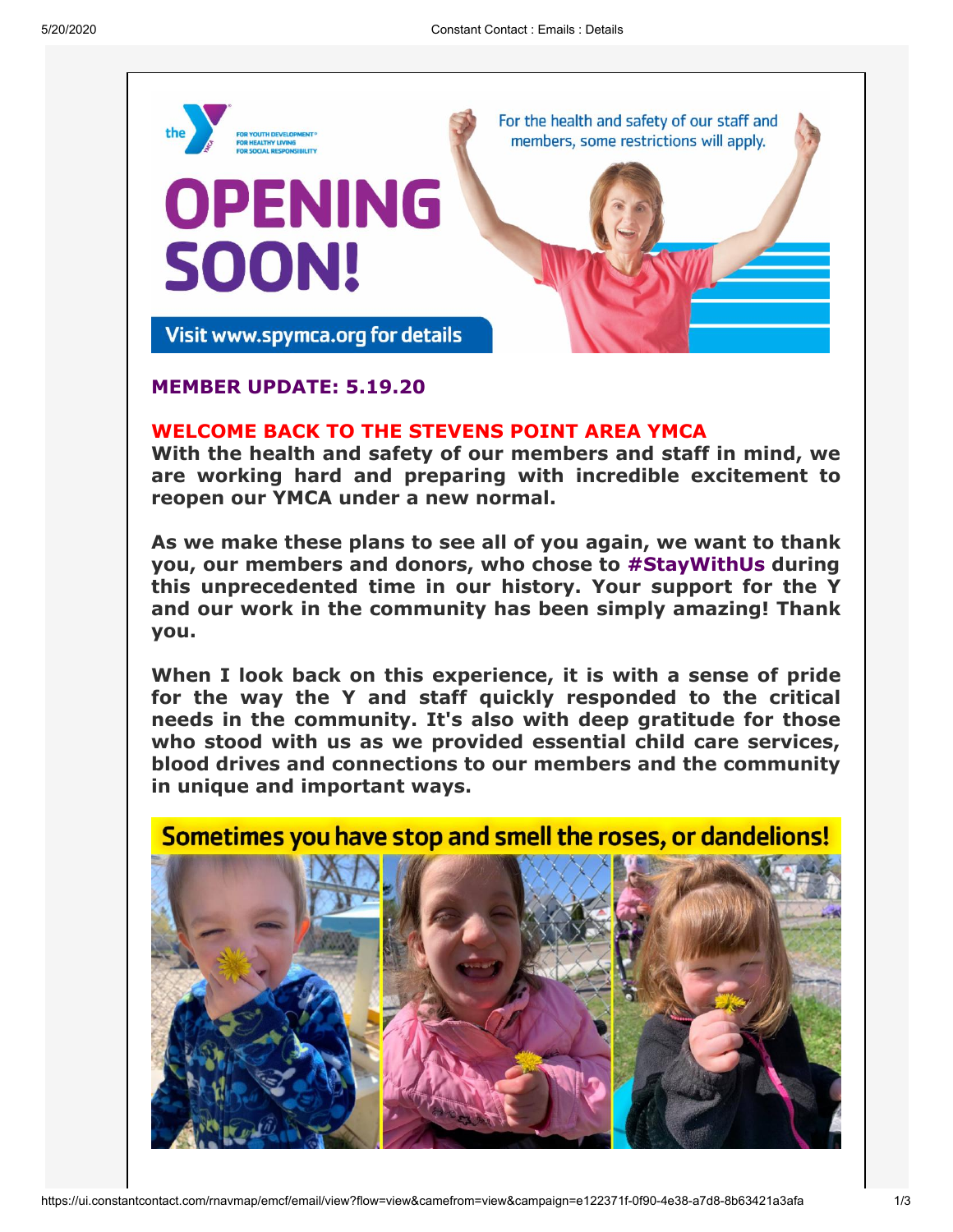**MEMBER UPDATE: 5.19.20**

**WELCOME BACK TO THE STEVENS POINT AREA YMCA**

**With the health and safety of our members and staff in mind, we are working hard and preparing with incredible excitement to reopen our YMCA under a new normal.**

**As we make these plans to see all of you again, we want to thank you, our members and donors, who chose to #StayWithUs during this unprecedented time in our history. Your support for the Y and our work in the community has been simply amazing! Thank you.**

**When I look back on this experience, it is with a sense of pride for the way the Y and staff quickly responded to the critical needs in the community. It's also with deep gratitude for those who stood with us as we provided essential child care services, blood drives and connections to our members and the community in unique and important ways.**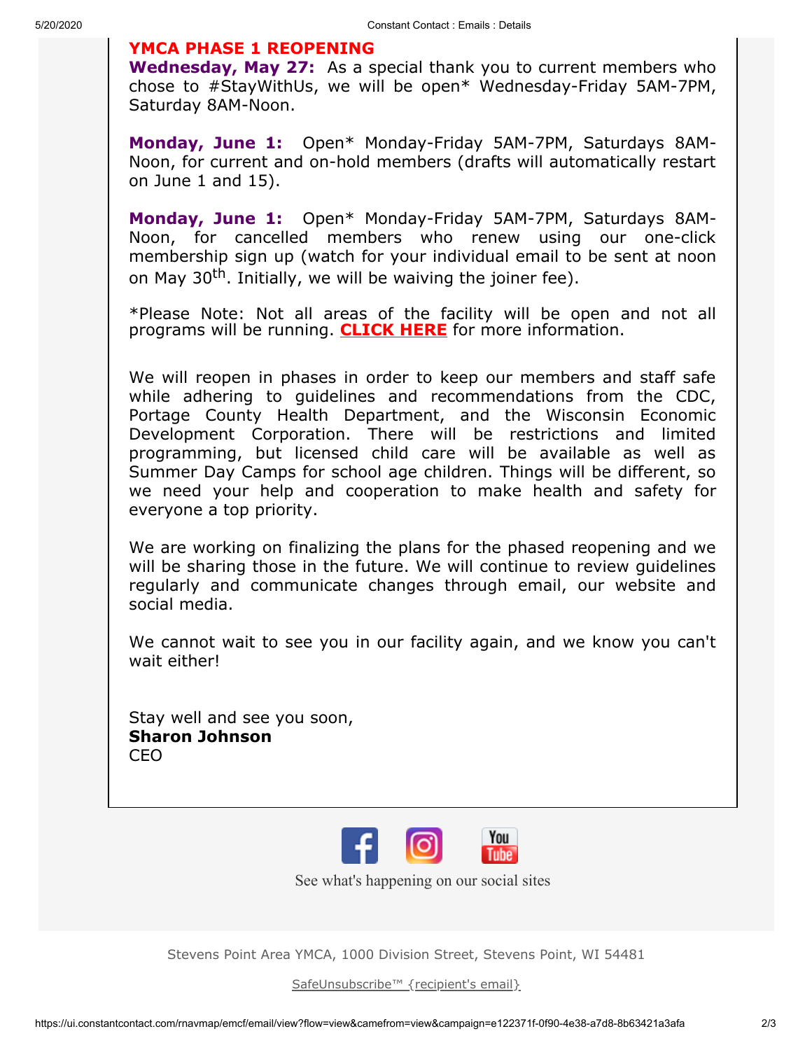## YMCA PHASE 1 REOPENING

**Wednesday, May 27:** As a special thank you to current members who chose to #StayWithUs, we will be open* Wednesday-Friday 5AM-7PM, Saturday 8AM-Noon.

**Monday, June 1:** Open* Monday-Friday 5AM-7PM, Saturdays 8AM-Noon, for current and on-hold members (drafts will automatically restart on June 1 and 15).

**Monday, June 1:** Open* Monday-Friday 5AM-7PM, Saturdays 8AM-Noon, for cancelled members who renew using our one-click membership sign up (watch for your individual email to be sent at noon on May 30th. Initially, we will be waiving the joiner fee).

*Please Note: Not all areas of the facility will be open and not all programs will be running. **CLICK HERE** for more information.

We will reopen in phases in order to keep our members and staff safe while adhering to guidelines and recommendations from the CDC, Portage County Health Department, and the Wisconsin Economic Development Corporation. There will be restrictions and limited programming, but licensed child care will be available as well as Summer Day Camps for school age children. Things will be different, so we need your help and cooperation to make health and safety for everyone a top priority.

We are working on finalizing the plans for the phased reopening and we will be sharing those in the future. We will continue to review guidelines regularly and communicate changes through email, our website and social media.

We cannot wait to see you in our facility again, and we know you can't wait either!

Stay well and see you soon,
**Sharon Johnson**
CEO

See what's happening on our social sites

Stevens Point Area YMCA, 1000 Division Street, Stevens Point, WI 54481

SafeUnsubscribe™ {recipient's email}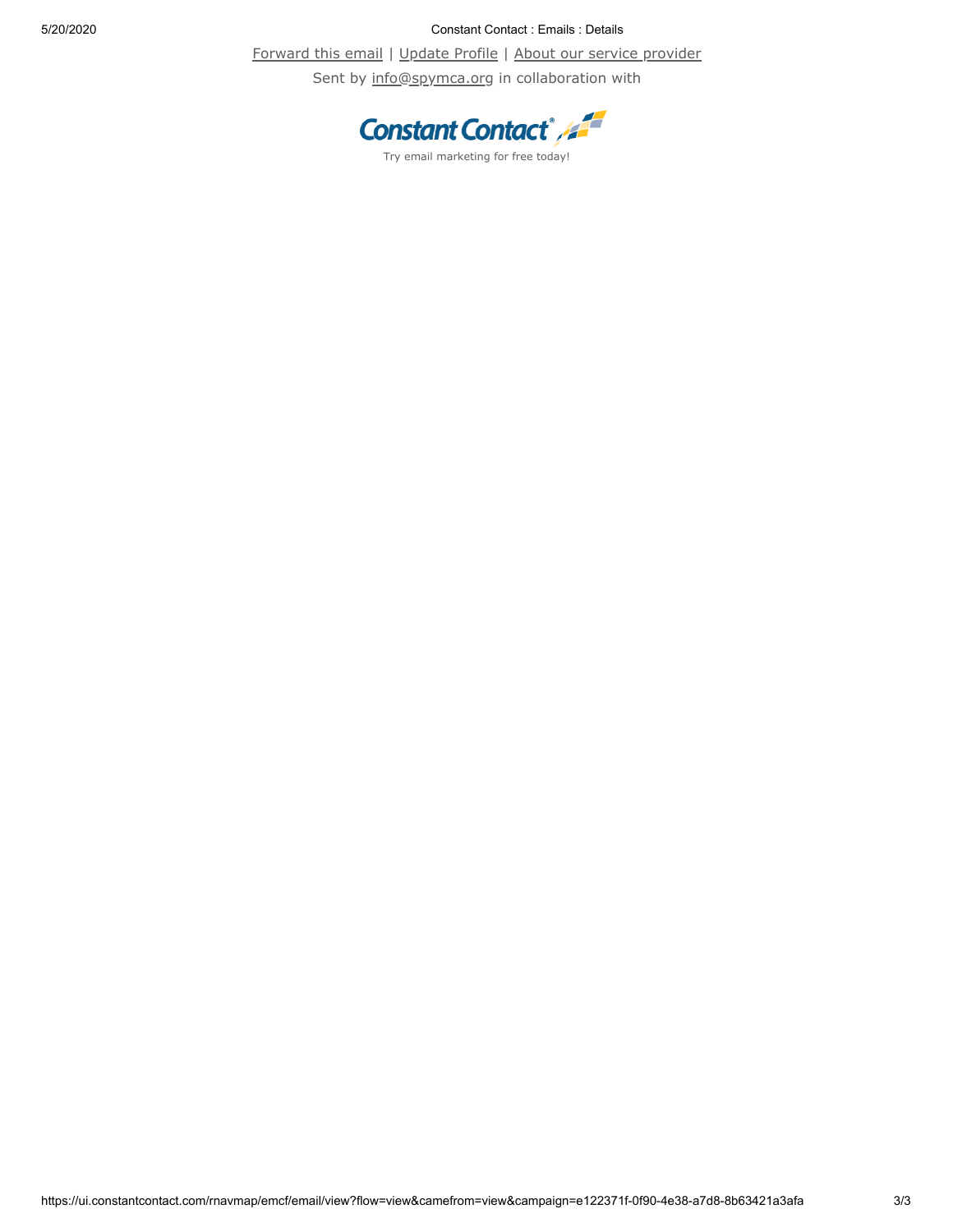Forward this email | Update Profile | About our service provider

Sent by info@spymca.org in collaboration with

Constant Contact

Try email marketing for free today!